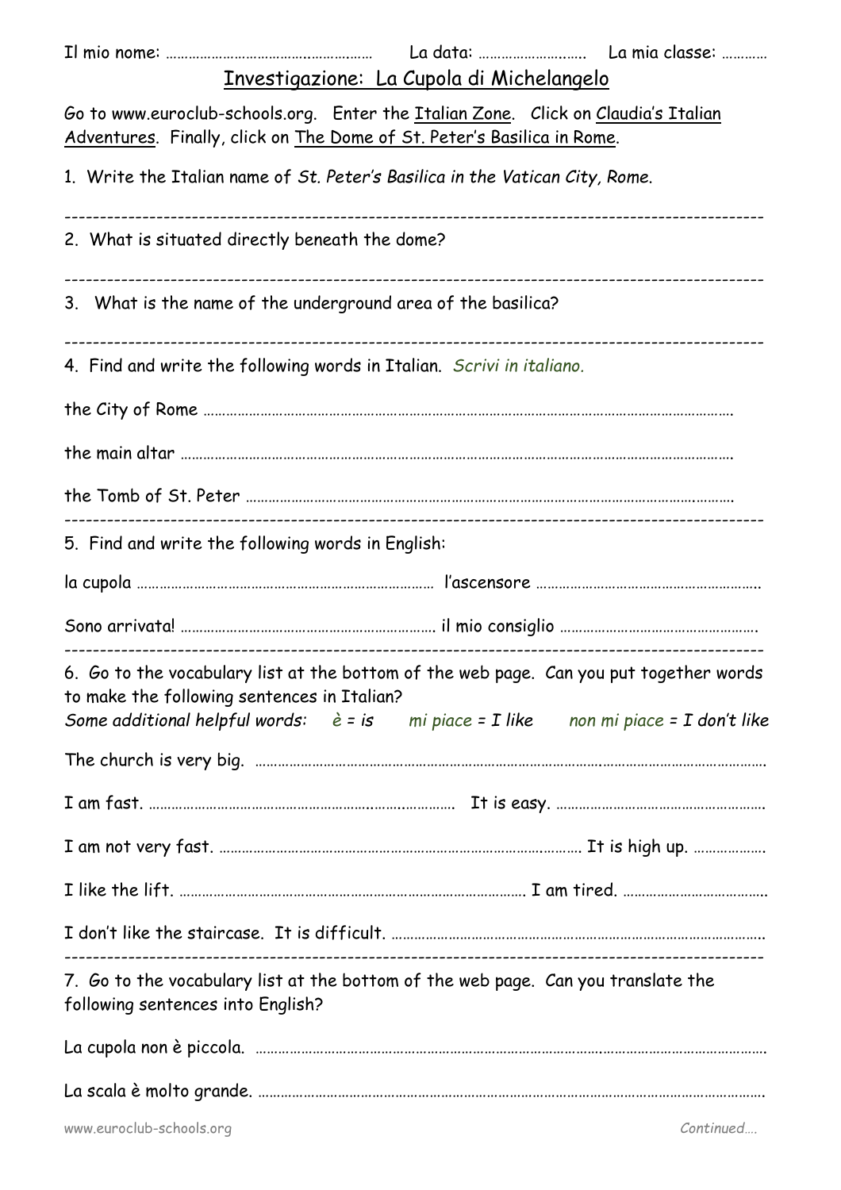Il mio nome: ………………………………..…………… La data: …………………..…. La mia classe: …………

# Investigazione: La Cupola di Michelangelo

Go to www.euroclub-schools.org. Enter the Italian Zone. Click on Claudia's Italian Adventures. Finally, click on The Dome of St. Peter's Basilica in Rome.

1. Write the Italian name of *St. Peter's Basilica in the Vatican City, Rome.*

---

2. What is situated directly beneath the dome?

---

3. What is the name of the underground area of the basilica?

---

4. Find and write the following words in Italian. *Scrivi in italiano.*

the City of Rome ……………………………………………………………………………………………………………….

the main altar ……………………………………………………………………………………………………………………

the Tomb of St. Peter ………………………………………………………………………………………………….……

---

5. Find and write the following words in English:

la cupola ……………………………………………………………………… l'ascensore ………………………………………………….

Sono arrivata! ………………………………………………………… il mio consiglio …………………………………………….

---

6. Go to the vocabulary list at the bottom of the web page. Can you put together words to make the following sentences in Italian?

*Some additional helpful words: è = is mi piace = I like non mi piace = I don't like*

The church is very big. ………………………………………………………………………………………………………………

I am fast. ………………………………………………….……..………… It is easy. ………………………………………………

I am not very fast. …………………………………………………………………….……… It is high up. ……………….

I like the lift. ………………………………………………………………………………… I am tired. ………………………………

I don't like the staircase. It is difficult. ………………………………………………………………………………….

---

7. Go to the vocabulary list at the bottom of the web page. Can you translate the following sentences into English?

La cupola non è piccola. ………………………………………………………………………………………………………….

La scala è molto grande. ………………………………………………………………………………………………………….

*Continued….*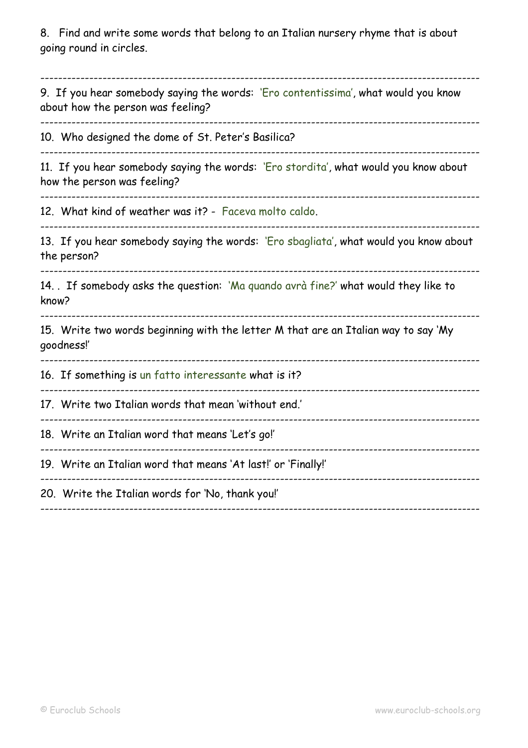8. Find and write some words that belong to an Italian nursery rhyme that is about going round in circles.

---

9. If you hear somebody saying the words: 'Ero contentissima', what would you know about how the person was feeling?

---

10. Who designed the dome of St. Peter's Basilica?

---

11. If you hear somebody saying the words: 'Ero stordita', what would you know about how the person was feeling?

---

12. What kind of weather was it? - Faceva molto caldo.

---

13. If you hear somebody saying the words: 'Ero sbagliata', what would you know about the person?

---

14. . If somebody asks the question: 'Ma quando avrà fine?' what would they like to know?

---

15. Write two words beginning with the letter M that are an Italian way to say 'My goodness!'

---

16. If something is un fatto interessante what is it?

---

17. Write two Italian words that mean 'without end.'

---

18. Write an Italian word that means 'Let's go!'

---

19. Write an Italian word that means 'At last!' or 'Finally!'

---

20. Write the Italian words for 'No, thank you!'

---

© Euroclub Schools www.euroclub-schools.org